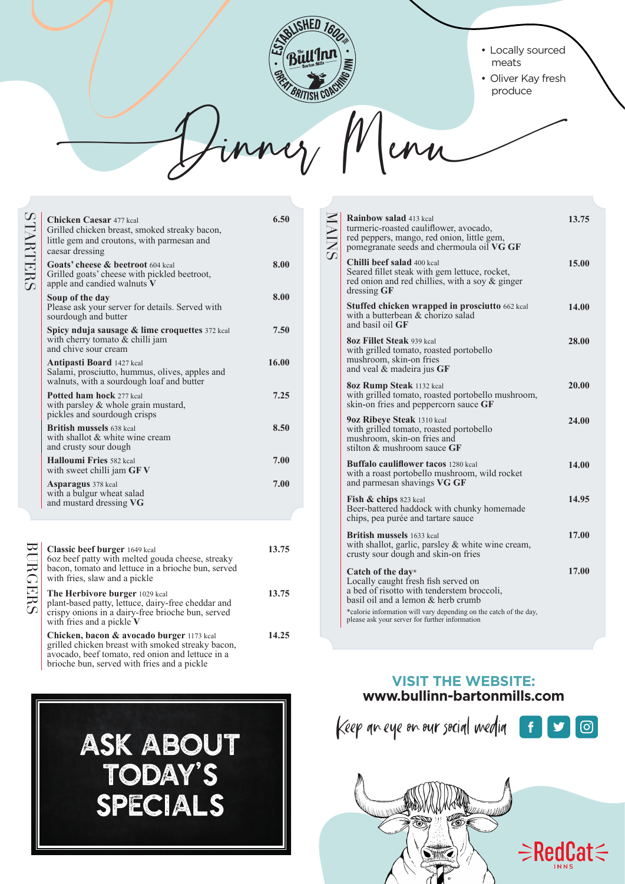# The Bull Inn Barton Mills

ESTABLISHED 1600s · GREAT BRITISH COACHING INN

- Locally sourced meats
- Oliver Kay fresh produce

# Dinner Menu

## STARTERS

**Chicken Caesar** 477 kcal — **6.50**
Grilled chicken breast, smoked streaky bacon, little gem and croutons, with parmesan and caesar dressing

**Goats' cheese & beetroot** 604 kcal — **8.00**
Grilled goats' cheese with pickled beetroot, apple and candied walnuts **V**

**Soup of the day** — **8.00**
Please ask your server for details. Served with sourdough and butter

**Spicy nduja sausage & lime croquettes** 372 kcal — **7.50**
with cherry tomato & chilli jam and chive sour cream

**Antipasti Board** 1427 kcal — **16.00**
Salami, prosciutto, hummus, olives, apples and walnuts, with a sourdough loaf and butter

**Potted ham hock** 277 kcal — **7.25**
with parsley & whole grain mustard, pickles and sourdough crisps

**British mussels** 638 kcal — **8.50**
with shallot & white wine cream and crusty sour dough

**Halloumi Fries** 582 kcal — **7.00**
with sweet chilli jam **GF V**

**Asparagus** 378 kcal — **7.00**
with a bulgur wheat salad and mustard dressing **VG**

## BURGERS

**Classic beef burger** 1649 kcal — **13.75**
6oz beef patty with melted gouda cheese, streaky bacon, tomato and lettuce in a brioche bun, served with fries, slaw and a pickle

**The Herbivore burger** 1029 kcal — **13.75**
plant-based patty, lettuce, dairy-free cheddar and crispy onions in a dairy-free brioche bun, served with fries and a pickle **V**

**Chicken, bacon & avocado burger** 1173 kcal — **14.25**
grilled chicken breast with smoked streaky bacon, avocado, beef tomato, red onion and lettuce in a brioche bun, served with fries and a pickle

## MAINS

**Rainbow salad** 413 kcal — **13.75**
turmeric-roasted cauliflower, avocado, red peppers, mango, red onion, little gem, pomegranate seeds and chermoula oil **VG GF**

**Chilli beef salad** 400 kcal — **15.00**
Seared fillet steak with gem lettuce, rocket, red onion and red chillies, with a soy & ginger dressing **GF**

**Stuffed chicken wrapped in prosciutto** 662 kcal — **14.00**
with a butterbean & chorizo salad and basil oil **GF**

**8oz Fillet Steak** 939 kcal — **28.00**
with grilled tomato, roasted portobello mushroom, skin-on fries and veal & madeira jus **GF**

**8oz Rump Steak** 1132 kcal — **20.00**
with grilled tomato, roasted portobello mushroom, skin-on fries and peppercorn sauce **GF**

**9oz Ribeye Steak** 1310 kcal — **24.00**
with grilled tomato, roasted portobello mushroom, skin-on fries and stilton & mushroom sauce **GF**

**Buffalo cauliflower tacos** 1280 kcal — **14.00**
with a roast portobello mushroom, wild rocket and parmesan shavings **VG GF**

**Fish & chips** 823 kcal — **14.95**
Beer-battered haddock with chunky homemade chips, pea purée and tartare sauce

**British mussels** 1633 kcal — **17.00**
with shallot, garlic, parsley & white wine cream, crusty sour dough and skin-on fries

**Catch of the day*** — **17.00**
Locally caught fresh fish served on a bed of risotto with tenderstem broccoli, basil oil and a lemon & herb crumb

*calorie information will vary depending on the catch of the day, please ask your server for further information

## ASK ABOUT TODAY'S SPECIALS

**VISIT THE WEBSITE:**
**www.bullinn-bartonmills.com**

Keep an eye on our social media

RedCat INNS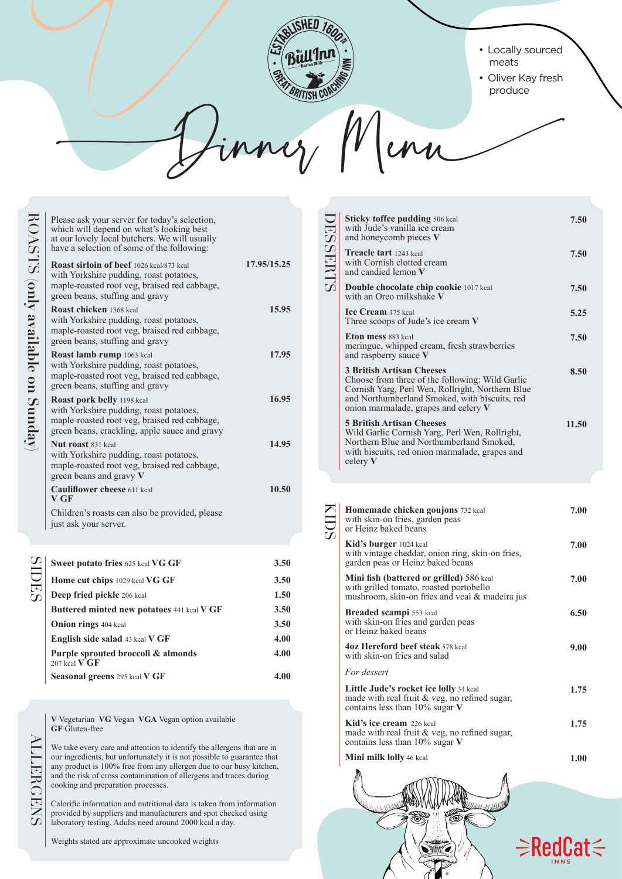ESTABLISHED 1600 — The Bull Inn, Barton Mills — GREAT BRITISH COACHING INN

- Locally sourced meats
- Oliver Kay fresh produce

# Dinner Menu

## ROASTS (only available on Sunday)

Please ask your server for today's selection, which will depend on what's looking best at our lovely local butchers. We will usually have a selection of some of the following:

| | |
|---|---|
| **Roast sirloin of beef** 1026 kcal/873 kcal<br>with Yorkshire pudding, roast potatoes, maple-roasted root veg, braised red cabbage, green beans, stuffing and gravy | 17.95/15.25 |
| **Roast chicken** 1368 kcal<br>with Yorkshire pudding, roast potatoes, maple-roasted root veg, braised red cabbage, green beans, stuffing and gravy | 15.95 |
| **Roast lamb rump** 1063 kcal<br>with Yorkshire pudding, roast potatoes, maple-roasted root veg, braised red cabbage, green beans, stuffing and gravy | 17.95 |
| **Roast pork belly** 1198 kcal<br>with Yorkshire pudding, roast potatoes, maple-roasted root veg, braised red cabbage, green beans, crackling, apple sauce and gravy | 16.95 |
| **Nut roast** 831 kcal<br>with Yorkshire pudding, roast potatoes, maple-roasted root veg, braised red cabbage, green beans and gravy **V** | 14.95 |
| **Cauliflower cheese** 611 kcal<br>**V GF** | 10.50 |

Children's roasts can also be provided, please just ask your server.

## SIDES

| | |
|---|---|
| **Sweet potato fries** 625 kcal **VG GF** | 3.50 |
| **Home cut chips** 1029 kcal **VG GF** | 3.50 |
| **Deep fried pickle** 206 kcal | 1.50 |
| **Buttered minted new potatoes** 441 kcal **V GF** | 3.50 |
| **Onion rings** 404 kcal | 3.50 |
| **English side salad** 43 kcal **V GF** | 4.00 |
| **Purple sprouted broccoli & almonds** 207 kcal **V GF** | 4.00 |
| **Seasonal greens** 295 kcal **V GF** | 4.00 |

## ALLERGENS

**V** Vegetarian **VG** Vegan **VGA** Vegan option available
**GF** Gluten-free

We take every care and attention to identify the allergens that are in our ingredients, but unfortunately it is not possible to guarantee that any product is 100% free from any allergen due to our busy kitchen, and the risk of cross contamination of allergens and traces during cooking and preparation processes.

Calorific information and nutritional data is taken from information provided by suppliers and manufacturers and spot checked using laboratory testing. Adults need around 2000 kcal a day.

Weights stated are approximate uncooked weights

## DESSERTS

| | |
|---|---|
| **Sticky toffee pudding** 506 kcal<br>with Jude's vanilla ice cream and honeycomb pieces **V** | 7.50 |
| **Treacle tart** 1243 kcal<br>with Cornish clotted cream and candied lemon **V** | 7.50 |
| **Double chocolate chip cookie** 1017 kcal<br>with an Oreo milkshake **V** | 7.50 |
| **Ice Cream** 175 kcal<br>Three scoops of Jude's ice cream **V** | 5.25 |
| **Eton mess** 883 kcal<br>meringue, whipped cream, fresh strawberries and raspberry sauce **V** | 7.50 |
| **3 British Artisan Cheeses**<br>Choose from three of the following: Wild Garlic Cornish Yarg, Perl Wen, Rollright, Northern Blue and Northumberland Smoked, with biscuits, red onion marmalade, grapes and celery **V** | 8.50 |
| **5 British Artisan Cheeses**<br>Wild Garlic Cornish Yarg, Perl Wen, Rollright, Northern Blue and Northumberland Smoked, with biscuits, red onion marmalade, grapes and celery **V** | 11.50 |

## KIDS

| | |
|---|---|
| **Homemade chicken goujons** 732 kcal<br>with skin-on fries, garden peas or Heinz baked beans | 7.00 |
| **Kid's burger** 1024 kcal<br>with vintage cheddar, onion ring, skin-on fries, garden peas or Heinz baked beans | 7.00 |
| **Mini fish (battered or grilled)** 586 kcal<br>with grilled tomato, roasted portobello mushroom, skin-on fries and veal & madeira jus | 7.00 |
| **Breaded scampi** 553 kcal<br>with skin-on fries and garden peas or Heinz baked beans | 6.50 |
| **4oz Hereford beef steak** 578 kcal<br>with skin-on fries and salad | 9.00 |

*For dessert*

| | |
|---|---|
| **Little Jude's rocket ice lolly** 34 kcal<br>made with real fruit & veg, no refined sugar, contains less than 10% sugar **V** | 1.75 |
| **Kid's ice cream** 226 kcal<br>made with real fruit & veg, no refined sugar, contains less than 10% sugar **V** | 1.75 |
| **Mini milk lolly** 46 kcal | 1.00 |

RedCat INNS